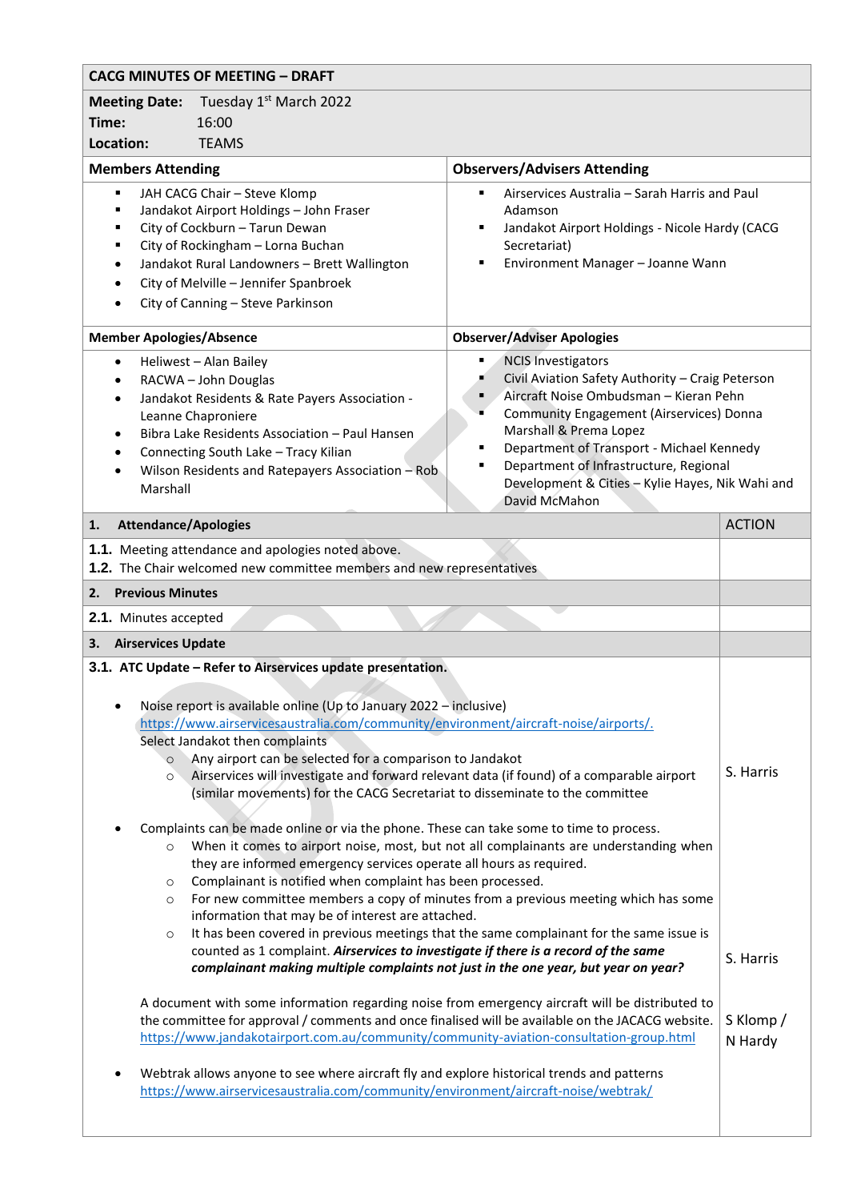# CACG MINUTES OF MEETING – DRAFT

**Meeting Date:** Tuesday 1st March 2022
**Time:** 16:00
**Location:** TEAMS

| Members Attending | Observers/Advisers Attending |
|---|---|
| • JAH CACG Chair – Steve Klomp<br>• Jandakot Airport Holdings – John Fraser<br>• City of Cockburn – Tarun Dewan<br>• City of Rockingham – Lorna Buchan<br>• Jandakot Rural Landowners – Brett Wallington<br>• City of Melville – Jennifer Spanbroek<br>• City of Canning – Steve Parkinson | • Airservices Australia – Sarah Harris and Paul Adamson<br>• Jandakot Airport Holdings - Nicole Hardy (CACG Secretariat)<br>• Environment Manager – Joanne Wann |

| Member Apologies/Absence | Observer/Adviser Apologies |
|---|---|
| • Heliwest – Alan Bailey<br>• RACWA – John Douglas<br>• Jandakot Residents & Rate Payers Association - Leanne Chaproniere<br>• Bibra Lake Residents Association – Paul Hansen<br>• Connecting South Lake – Tracy Kilian<br>• Wilson Residents and Ratepayers Association – Rob Marshall | • NCIS Investigators<br>• Civil Aviation Safety Authority – Craig Peterson<br>• Aircraft Noise Ombudsman – Kieran Pehn<br>• Community Engagement (Airservices) Donna Marshall & Prema Lopez<br>• Department of Transport - Michael Kennedy<br>• Department of Infrastructure, Regional Development & Cities – Kylie Hayes, Nik Wahi and David McMahon |

| | ACTION |
|---|---|
| **1. Attendance/Apologies** | |
| **1.1.** Meeting attendance and apologies noted above.<br>**1.2.** The Chair welcomed new committee members and new representatives | |
| **2. Previous Minutes** | |
| **2.1.** Minutes accepted | |
| **3. Airservices Update** | |
| **3.1. ATC Update – Refer to Airservices update presentation.** | |
| • Noise report is available online (Up to January 2022 – inclusive) https://www.airservicesaustralia.com/community/environment/aircraft-noise/airports/. Select Jandakot then complaints<br>  ○ Any airport can be selected for a comparison to Jandakot<br>  ○ Airservices will investigate and forward relevant data (if found) of a comparable airport (similar movements) for the CACG Secretariat to disseminate to the committee | S. Harris |
| • Complaints can be made online or via the phone. These can take some to time to process.<br>  ○ When it comes to airport noise, most, but not all complainants are understanding when they are informed emergency services operate all hours as required.<br>  ○ Complainant is notified when complaint has been processed.<br>  ○ For new committee members a copy of minutes from a previous meeting which has some information that may be of interest are attached.<br>  ○ It has been covered in previous meetings that the same complainant for the same issue is counted as 1 complaint. ***Airservices to investigate if there is a record of the same complainant making multiple complaints not just in the one year, but year on year?*** | S. Harris |
| A document with some information regarding noise from emergency aircraft will be distributed to the committee for approval / comments and once finalised will be available on the JACACG website. https://www.jandakotairport.com.au/community/community-aviation-consultation-group.html | S Klomp / N Hardy |
| • Webtrak allows anyone to see where aircraft fly and explore historical trends and patterns https://www.airservicesaustralia.com/community/environment/aircraft-noise/webtrak/ | |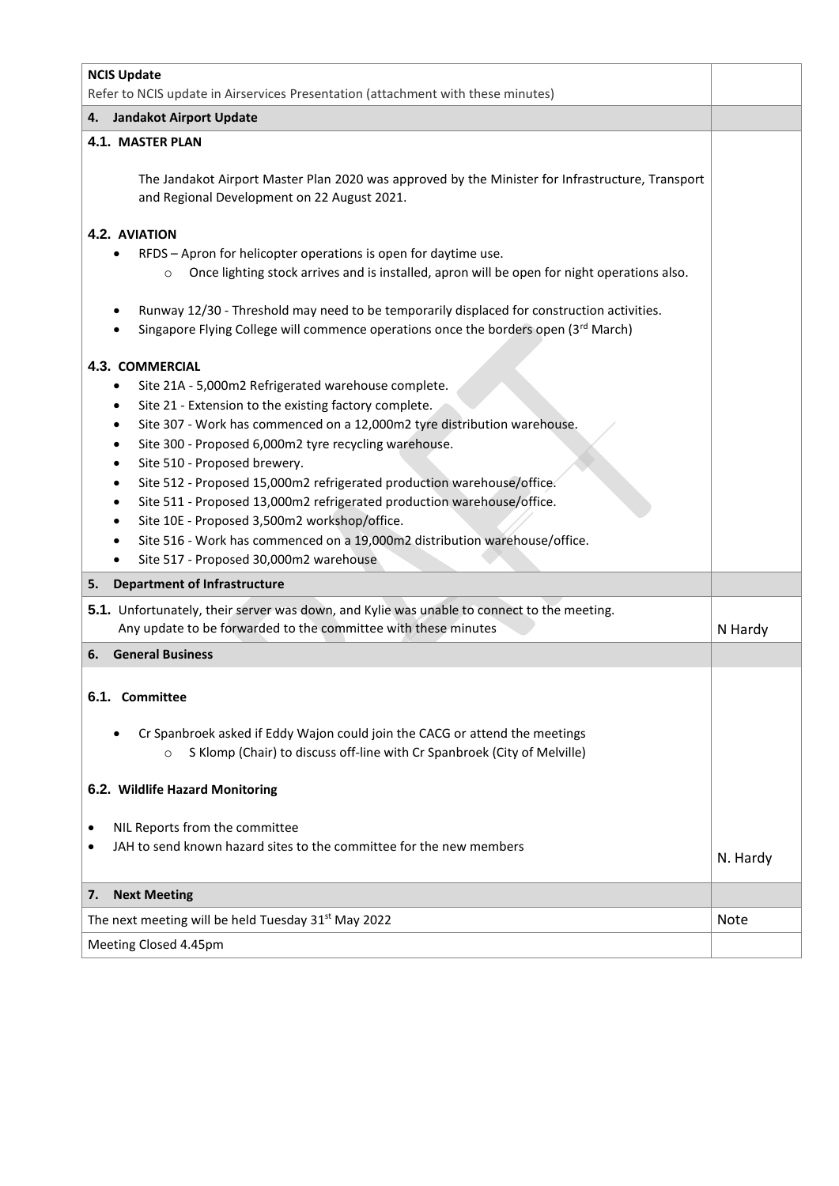| | |
|---|---|
| **NCIS Update**<br>Refer to NCIS update in Airservices Presentation (attachment with these minutes) | |
| **4. Jandakot Airport Update** | |
| **4.1. MASTER PLAN**<br><br>The Jandakot Airport Master Plan 2020 was approved by the Minister for Infrastructure, Transport and Regional Development on 22 August 2021.<br><br>**4.2. AVIATION**<br>• RFDS – Apron for helicopter operations is open for daytime use.<br>&nbsp;&nbsp;&nbsp;&nbsp;o Once lighting stock arrives and is installed, apron will be open for night operations also.<br><br>• Runway 12/30 - Threshold may need to be temporarily displaced for construction activities.<br>• Singapore Flying College will commence operations once the borders open (3rd March)<br><br>**4.3. COMMERCIAL**<br>• Site 21A - 5,000m2 Refrigerated warehouse complete.<br>• Site 21 - Extension to the existing factory complete.<br>• Site 307 - Work has commenced on a 12,000m2 tyre distribution warehouse.<br>• Site 300 - Proposed 6,000m2 tyre recycling warehouse.<br>• Site 510 - Proposed brewery.<br>• Site 512 - Proposed 15,000m2 refrigerated production warehouse/office.<br>• Site 511 - Proposed 13,000m2 refrigerated production warehouse/office.<br>• Site 10E - Proposed 3,500m2 workshop/office.<br>• Site 516 - Work has commenced on a 19,000m2 distribution warehouse/office.<br>• Site 517 - Proposed 30,000m2 warehouse | |
| **5. Department of Infrastructure** | |
| **5.1.** Unfortunately, their server was down, and Kylie was unable to connect to the meeting.<br>Any update to be forwarded to the committee with these minutes | N Hardy |
| **6. General Business** | |
| **6.1. Committee**<br><br>• Cr Spanbroek asked if Eddy Wajon could join the CACG or attend the meetings<br>&nbsp;&nbsp;&nbsp;&nbsp;o S Klomp (Chair) to discuss off-line with Cr Spanbroek (City of Melville)<br><br>**6.2. Wildlife Hazard Monitoring**<br><br>• NIL Reports from the committee<br>• JAH to send known hazard sites to the committee for the new members | N. Hardy |
| **7. Next Meeting** | |
| The next meeting will be held Tuesday 31st May 2022 | Note |
| Meeting Closed 4.45pm | |